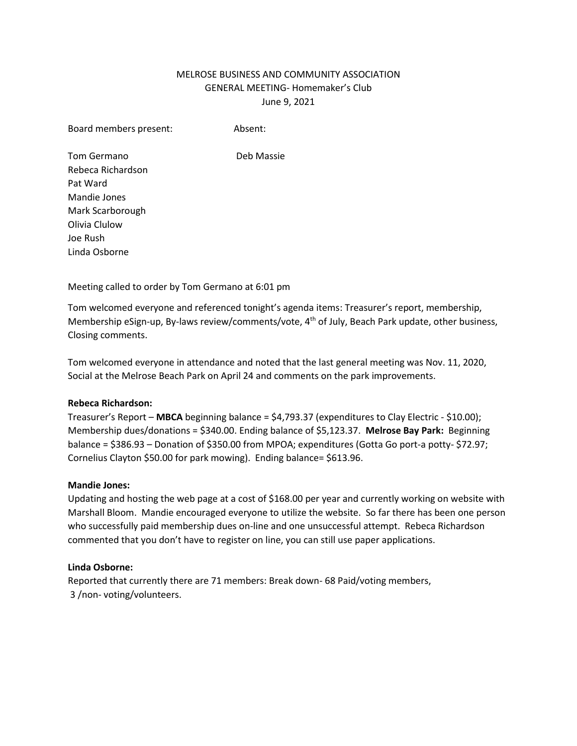MELROSE BUSINESS AND COMMUNITY ASSOCIATION
GENERAL MEETING- Homemaker's Club
June 9, 2021

| Board members present: | Absent: |
|---|---|
| Tom Germano | Deb Massie |
| Rebeca Richardson | |
| Pat Ward | |
| Mandie Jones | |
| Mark Scarborough | |
| Olivia Clulow | |
| Joe Rush | |
| Linda Osborne | |

Meeting called to order by Tom Germano at 6:01 pm

Tom welcomed everyone and referenced tonight's agenda items: Treasurer's report, membership, Membership eSign-up, By-laws review/comments/vote, 4th of July, Beach Park update, other business, Closing comments.

Tom welcomed everyone in attendance and noted that the last general meeting was Nov. 11, 2020, Social at the Melrose Beach Park on April 24 and comments on the park improvements.

**Rebeca Richardson:**
Treasurer's Report – **MBCA** beginning balance = $4,793.37 (expenditures to Clay Electric - $10.00); Membership dues/donations = $340.00. Ending balance of $5,123.37. **Melrose Bay Park:** Beginning balance = $386.93 – Donation of $350.00 from MPOA; expenditures (Gotta Go port-a potty- $72.97; Cornelius Clayton $50.00 for park mowing). Ending balance= $613.96.

**Mandie Jones:**
Updating and hosting the web page at a cost of $168.00 per year and currently working on website with Marshall Bloom. Mandie encouraged everyone to utilize the website. So far there has been one person who successfully paid membership dues on-line and one unsuccessful attempt. Rebeca Richardson commented that you don't have to register on line, you can still use paper applications.

**Linda Osborne:**
Reported that currently there are 71 members: Break down- 68 Paid/voting members,
3 /non- voting/volunteers.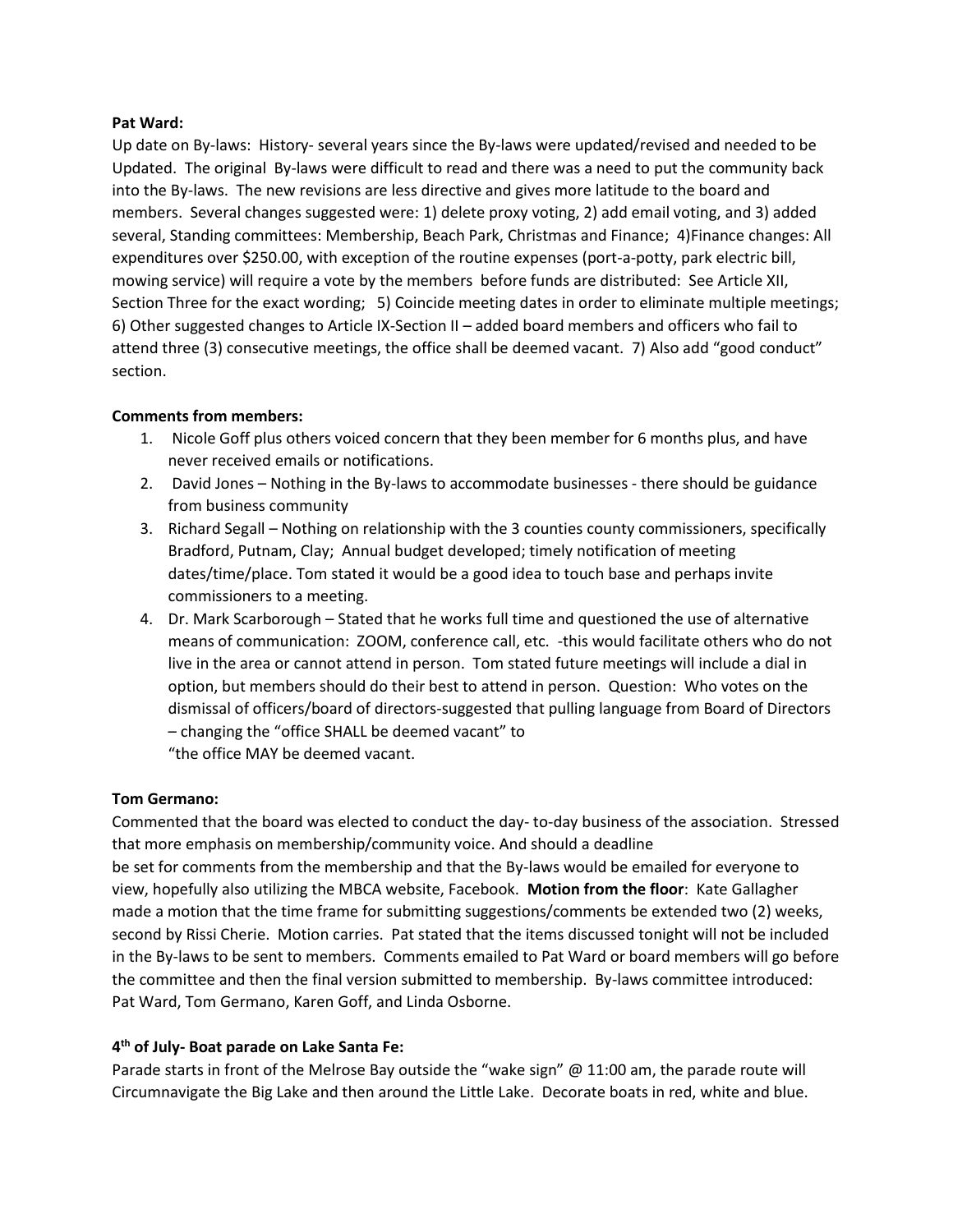**Pat Ward:**

Up date on By-laws: History- several years since the By-laws were updated/revised and needed to be Updated. The original By-laws were difficult to read and there was a need to put the community back into the By-laws. The new revisions are less directive and gives more latitude to the board and members. Several changes suggested were: 1) delete proxy voting, 2) add email voting, and 3) added several, Standing committees: Membership, Beach Park, Christmas and Finance; 4)Finance changes: All expenditures over $250.00, with exception of the routine expenses (port-a-potty, park electric bill, mowing service) will require a vote by the members before funds are distributed: See Article XII, Section Three for the exact wording; 5) Coincide meeting dates in order to eliminate multiple meetings; 6) Other suggested changes to Article IX-Section II – added board members and officers who fail to attend three (3) consecutive meetings, the office shall be deemed vacant. 7) Also add "good conduct" section.

**Comments from members:**

1. Nicole Goff plus others voiced concern that they been member for 6 months plus, and have never received emails or notifications.
2. David Jones – Nothing in the By-laws to accommodate businesses - there should be guidance from business community
3. Richard Segall – Nothing on relationship with the 3 counties county commissioners, specifically Bradford, Putnam, Clay; Annual budget developed; timely notification of meeting dates/time/place. Tom stated it would be a good idea to touch base and perhaps invite commissioners to a meeting.
4. Dr. Mark Scarborough – Stated that he works full time and questioned the use of alternative means of communication: ZOOM, conference call, etc. -this would facilitate others who do not live in the area or cannot attend in person. Tom stated future meetings will include a dial in option, but members should do their best to attend in person. Question: Who votes on the dismissal of officers/board of directors-suggested that pulling language from Board of Directors – changing the "office SHALL be deemed vacant" to
   "the office MAY be deemed vacant.

**Tom Germano:**

Commented that the board was elected to conduct the day- to-day business of the association. Stressed that more emphasis on membership/community voice. And should a deadline be set for comments from the membership and that the By-laws would be emailed for everyone to view, hopefully also utilizing the MBCA website, Facebook. **Motion from the floor**: Kate Gallagher made a motion that the time frame for submitting suggestions/comments be extended two (2) weeks, second by Rissi Cherie. Motion carries. Pat stated that the items discussed tonight will not be included in the By-laws to be sent to members. Comments emailed to Pat Ward or board members will go before the committee and then the final version submitted to membership. By-laws committee introduced: Pat Ward, Tom Germano, Karen Goff, and Linda Osborne.

**4th of July- Boat parade on Lake Santa Fe:**

Parade starts in front of the Melrose Bay outside the "wake sign" @ 11:00 am, the parade route will Circumnavigate the Big Lake and then around the Little Lake. Decorate boats in red, white and blue.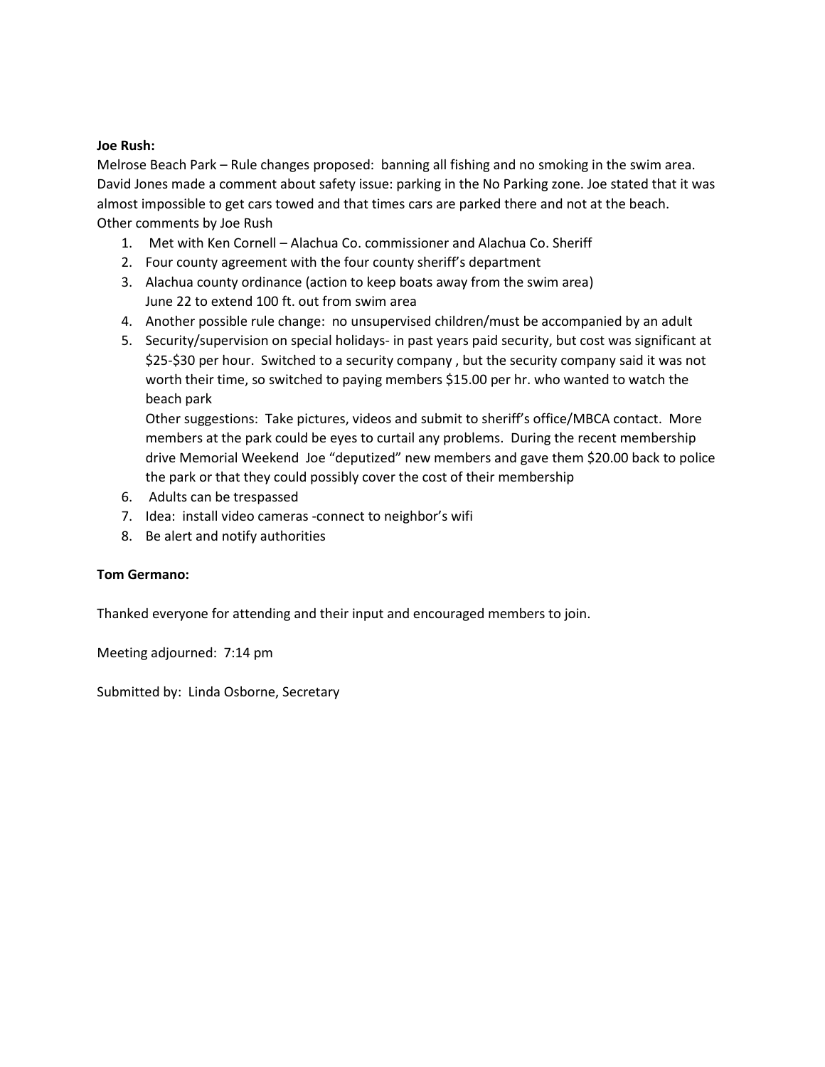**Joe Rush:**

Melrose Beach Park – Rule changes proposed: banning all fishing and no smoking in the swim area. David Jones made a comment about safety issue: parking in the No Parking zone. Joe stated that it was almost impossible to get cars towed and that times cars are parked there and not at the beach.
Other comments by Joe Rush

1. Met with Ken Cornell – Alachua Co. commissioner and Alachua Co. Sheriff
2. Four county agreement with the four county sheriff's department
3. Alachua county ordinance (action to keep boats away from the swim area)
   June 22 to extend 100 ft. out from swim area
4. Another possible rule change: no unsupervised children/must be accompanied by an adult
5. Security/supervision on special holidays- in past years paid security, but cost was significant at $25-$30 per hour. Switched to a security company , but the security company said it was not worth their time, so switched to paying members $15.00 per hr. who wanted to watch the beach park
   Other suggestions: Take pictures, videos and submit to sheriff's office/MBCA contact. More members at the park could be eyes to curtail any problems. During the recent membership drive Memorial Weekend Joe "deputized" new members and gave them $20.00 back to police the park or that they could possibly cover the cost of their membership
6. Adults can be trespassed
7. Idea: install video cameras -connect to neighbor's wifi
8. Be alert and notify authorities

**Tom Germano:**

Thanked everyone for attending and their input and encouraged members to join.

Meeting adjourned: 7:14 pm

Submitted by: Linda Osborne, Secretary